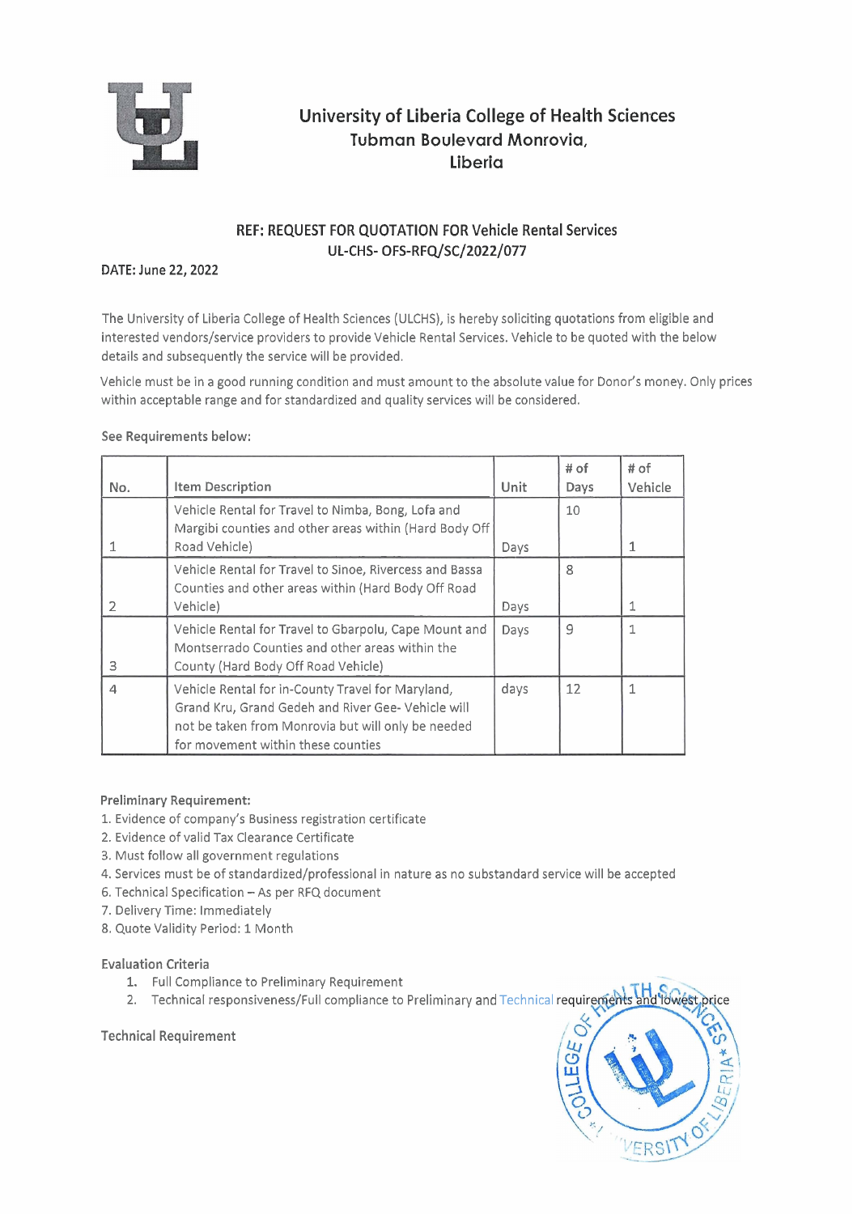# University of Liberia College of Health Sciences
## Tubman Boulevard Monrovia, Liberia

### REF: REQUEST FOR QUOTATION FOR Vehicle Rental Services
### UL-CHS- OFS-RFQ/SC/2022/077

**DATE: June 22, 2022**

The University of Liberia College of Health Sciences (ULCHS), is hereby soliciting quotations from eligible and interested vendors/service providers to provide Vehicle Rental Services. Vehicle to be quoted with the below details and subsequently the service will be provided.

Vehicle must be in a good running condition and must amount to the absolute value for Donor's money. Only prices within acceptable range and for standardized and quality services will be considered.

See Requirements below:

| No. | Item Description | Unit | # of Days | # of Vehicle |
|---|---|---|---|---|
| 1 | Vehicle Rental for Travel to Nimba, Bong, Lofa and Margibi counties and other areas within (Hard Body Off Road Vehicle) | Days | 10 | 1 |
| 2 | Vehicle Rental for Travel to Sinoe, Rivercess and Bassa Counties and other areas within (Hard Body Off Road Vehicle) | Days | 8 | 1 |
| 3 | Vehicle Rental for Travel to Gbarpolu, Cape Mount and Montserrado Counties and other areas within the County (Hard Body Off Road Vehicle) | Days | 9 | 1 |
| 4 | Vehicle Rental for in-County Travel for Maryland, Grand Kru, Grand Gedeh and River Gee- Vehicle will not be taken from Monrovia but will only be needed for movement within these counties | days | 12 | 1 |

**Preliminary Requirement:**

1. Evidence of company's Business registration certificate
2. Evidence of valid Tax Clearance Certificate
3. Must follow all government regulations
4. Services must be of standardized/professional in nature as no substandard service will be accepted
6. Technical Specification – As per RFQ document
7. Delivery Time: Immediately
8. Quote Validity Period: 1 Month

**Evaluation Criteria**

1. Full Compliance to Preliminary Requirement
2. Technical responsiveness/Full compliance to Preliminary and Technical requirements and lowest price

**Technical Requirement**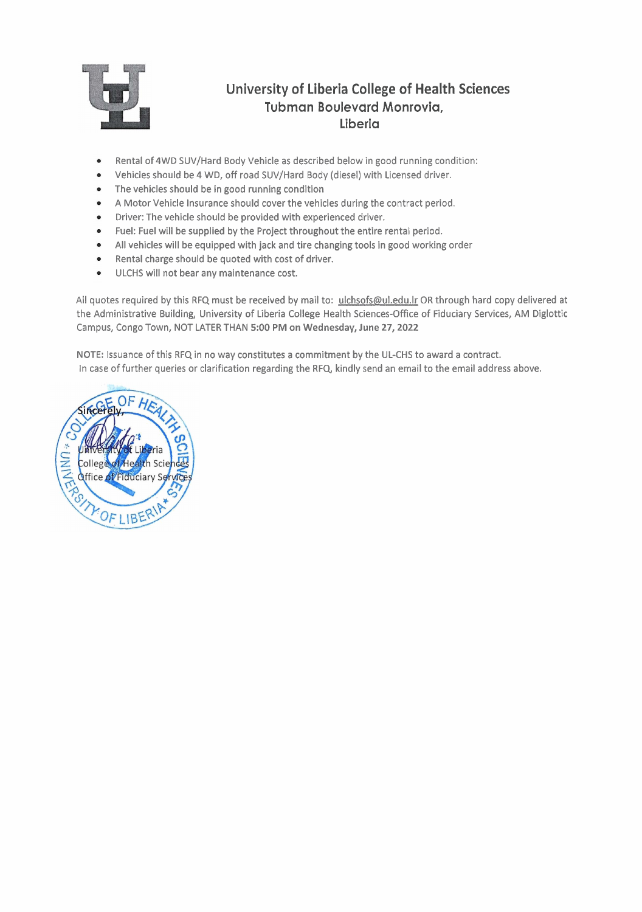# University of Liberia College of Health Sciences
## Tubman Boulevard Monrovia, Liberia

- Rental of 4WD SUV/Hard Body Vehicle as described below in good running condition:
- Vehicles should be 4 WD, off road SUV/Hard Body (diesel) with Licensed driver.
- The vehicles should be in good running condition
- A Motor Vehicle Insurance should cover the vehicles during the contract period.
- Driver: The vehicle should be provided with experienced driver.
- Fuel: Fuel will be supplied by the Project throughout the entire rental period.
- All vehicles will be equipped with jack and tire changing tools in good working order
- Rental charge should be quoted with cost of driver.
- ULCHS will not bear any maintenance cost.

All quotes required by this RFQ must be received by mail to: ulchsofs@ul.edu.lr OR through hard copy delivered at the Administrative Building, University of Liberia College Health Sciences-Office of Fiduciary Services, AM Diglottic Campus, Congo Town, NOT LATER THAN **5:00 PM on Wednesday, June 27, 2022**

NOTE: Issuance of this RFQ in no way constitutes a commitment by the UL-CHS to award a contract.
In case of further queries or clarification regarding the RFQ, kindly send an email to the email address above.

Sincerely,

University of Liberia
College of Health Sciences
Office of Fiduciary Services